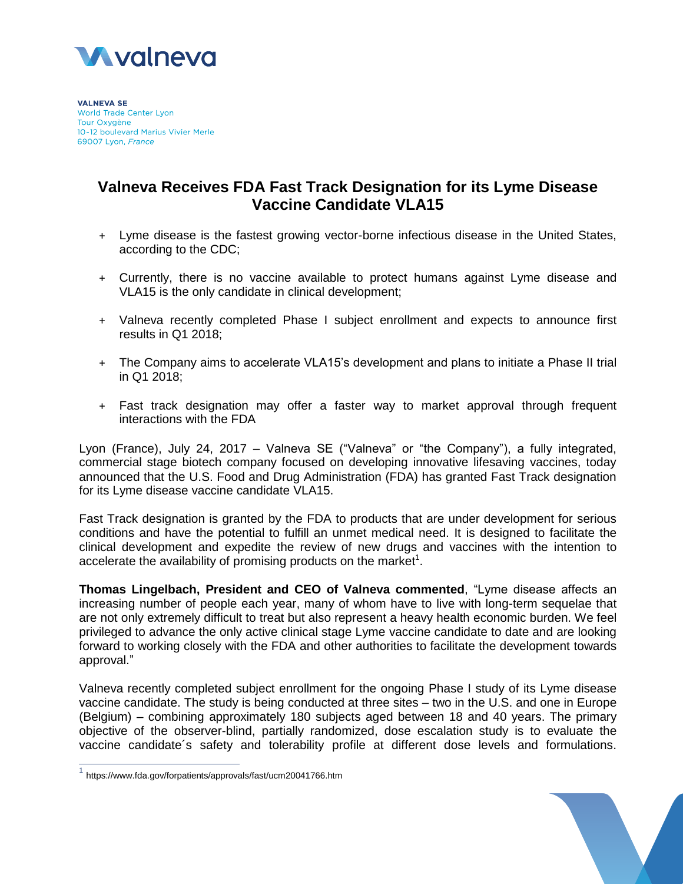**VALNEVA SE**
World Trade Center Lyon
Tour Oxygène
10-12 boulevard Marius Vivier Merle
69007 Lyon, *France*

# Valneva Receives FDA Fast Track Designation for its Lyme Disease Vaccine Candidate VLA15

+ Lyme disease is the fastest growing vector-borne infectious disease in the United States, according to the CDC;
+ Currently, there is no vaccine available to protect humans against Lyme disease and VLA15 is the only candidate in clinical development;
+ Valneva recently completed Phase I subject enrollment and expects to announce first results in Q1 2018;
+ The Company aims to accelerate VLA15's development and plans to initiate a Phase II trial in Q1 2018;
+ Fast track designation may offer a faster way to market approval through frequent interactions with the FDA

Lyon (France), July 24, 2017 – Valneva SE ("Valneva" or "the Company"), a fully integrated, commercial stage biotech company focused on developing innovative lifesaving vaccines, today announced that the U.S. Food and Drug Administration (FDA) has granted Fast Track designation for its Lyme disease vaccine candidate VLA15.

Fast Track designation is granted by the FDA to products that are under development for serious conditions and have the potential to fulfill an unmet medical need. It is designed to facilitate the clinical development and expedite the review of new drugs and vaccines with the intention to accelerate the availability of promising products on the market[1].

**Thomas Lingelbach, President and CEO of Valneva commented**, "Lyme disease affects an increasing number of people each year, many of whom have to live with long-term sequelae that are not only extremely difficult to treat but also represent a heavy health economic burden. We feel privileged to advance the only active clinical stage Lyme vaccine candidate to date and are looking forward to working closely with the FDA and other authorities to facilitate the development towards approval."

Valneva recently completed subject enrollment for the ongoing Phase I study of its Lyme disease vaccine candidate. The study is being conducted at three sites – two in the U.S. and one in Europe (Belgium) – combining approximately 180 subjects aged between 18 and 40 years. The primary objective of the observer-blind, partially randomized, dose escalation study is to evaluate the vaccine candidate´s safety and tolerability profile at different dose levels and formulations.

[1] https://www.fda.gov/forpatients/approvals/fast/ucm20041766.htm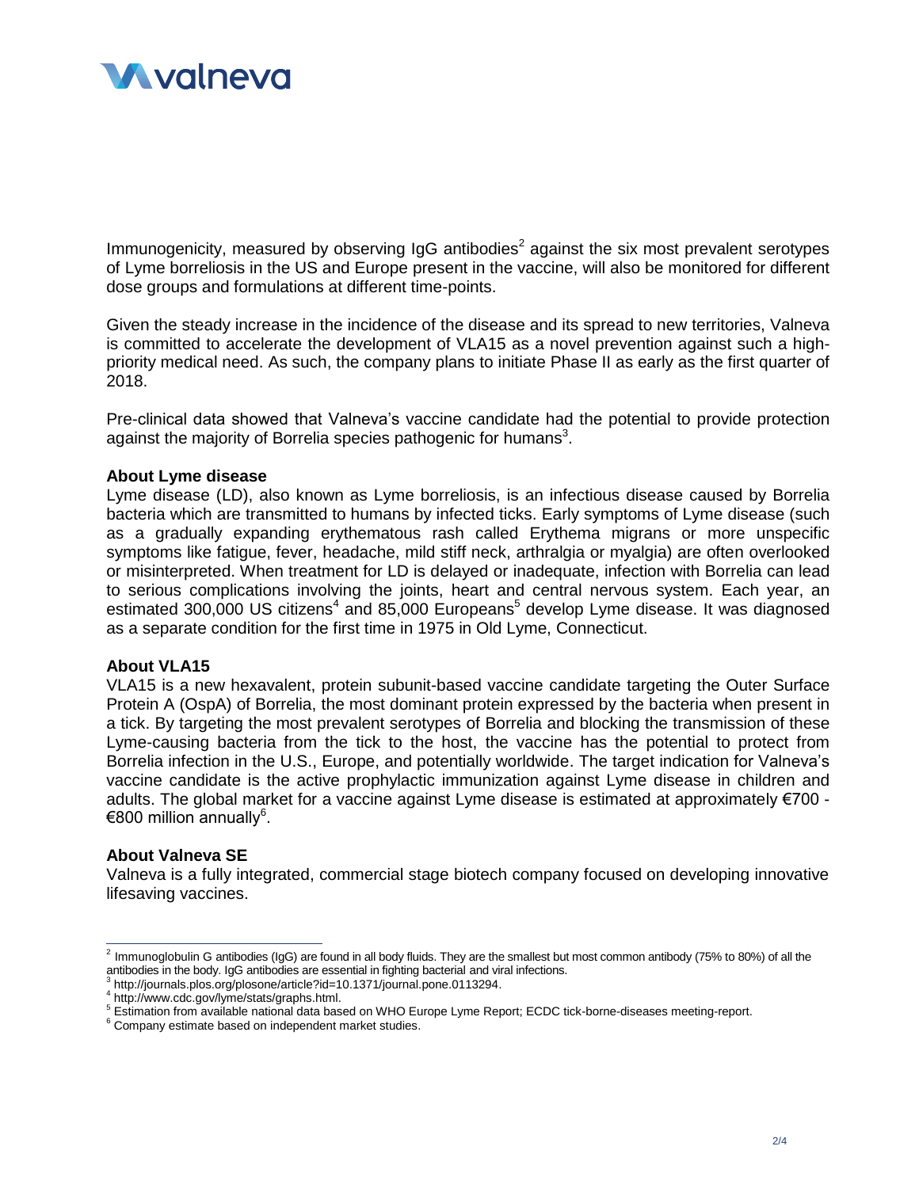Immunogenicity, measured by observing IgG antibodies[2] against the six most prevalent serotypes of Lyme borreliosis in the US and Europe present in the vaccine, will also be monitored for different dose groups and formulations at different time-points.

Given the steady increase in the incidence of the disease and its spread to new territories, Valneva is committed to accelerate the development of VLA15 as a novel prevention against such a high-priority medical need. As such, the company plans to initiate Phase II as early as the first quarter of 2018.

Pre-clinical data showed that Valneva's vaccine candidate had the potential to provide protection against the majority of Borrelia species pathogenic for humans[3].

**About Lyme disease**

Lyme disease (LD), also known as Lyme borreliosis, is an infectious disease caused by Borrelia bacteria which are transmitted to humans by infected ticks. Early symptoms of Lyme disease (such as a gradually expanding erythematous rash called Erythema migrans or more unspecific symptoms like fatigue, fever, headache, mild stiff neck, arthralgia or myalgia) are often overlooked or misinterpreted. When treatment for LD is delayed or inadequate, infection with Borrelia can lead to serious complications involving the joints, heart and central nervous system. Each year, an estimated 300,000 US citizens[4] and 85,000 Europeans[5] develop Lyme disease. It was diagnosed as a separate condition for the first time in 1975 in Old Lyme, Connecticut.

**About VLA15**

VLA15 is a new hexavalent, protein subunit-based vaccine candidate targeting the Outer Surface Protein A (OspA) of Borrelia, the most dominant protein expressed by the bacteria when present in a tick. By targeting the most prevalent serotypes of Borrelia and blocking the transmission of these Lyme-causing bacteria from the tick to the host, the vaccine has the potential to protect from Borrelia infection in the U.S., Europe, and potentially worldwide. The target indication for Valneva's vaccine candidate is the active prophylactic immunization against Lyme disease in children and adults. The global market for a vaccine against Lyme disease is estimated at approximately €700 - €800 million annually[6].

**About Valneva SE**

Valneva is a fully integrated, commercial stage biotech company focused on developing innovative lifesaving vaccines.

---

[2] Immunoglobulin G antibodies (IgG) are found in all body fluids. They are the smallest but most common antibody (75% to 80%) of all the antibodies in the body. IgG antibodies are essential in fighting bacterial and viral infections.

[3] http://journals.plos.org/plosone/article?id=10.1371/journal.pone.0113294.

[4] http://www.cdc.gov/lyme/stats/graphs.html.

[5] Estimation from available national data based on WHO Europe Lyme Report; ECDC tick-borne-diseases meeting-report.

[6] Company estimate based on independent market studies.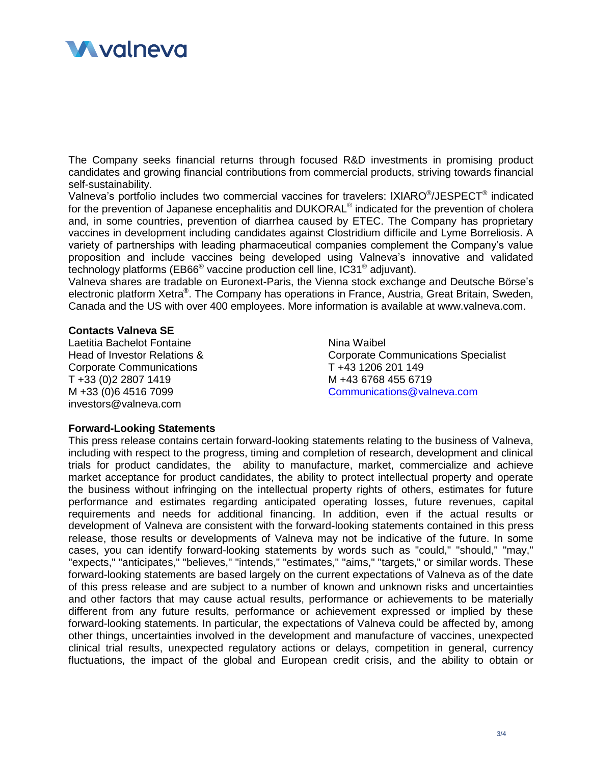The Company seeks financial returns through focused R&D investments in promising product candidates and growing financial contributions from commercial products, striving towards financial self-sustainability.

Valneva's portfolio includes two commercial vaccines for travelers: IXIARO®/JESPECT® indicated for the prevention of Japanese encephalitis and DUKORAL® indicated for the prevention of cholera and, in some countries, prevention of diarrhea caused by ETEC. The Company has proprietary vaccines in development including candidates against Clostridium difficile and Lyme Borreliosis. A variety of partnerships with leading pharmaceutical companies complement the Company's value proposition and include vaccines being developed using Valneva's innovative and validated technology platforms (EB66® vaccine production cell line, IC31® adjuvant).

Valneva shares are tradable on Euronext-Paris, the Vienna stock exchange and Deutsche Börse's electronic platform Xetra®. The Company has operations in France, Austria, Great Britain, Sweden, Canada and the US with over 400 employees. More information is available at www.valneva.com.

**Contacts Valneva SE**

Laetitia Bachelot Fontaine
Head of Investor Relations & Corporate Communications
T +33 (0)2 2807 1419
M +33 (0)6 4516 7099
investors@valneva.com

Nina Waibel
Corporate Communications Specialist
T +43 1206 201 149
M +43 6768 455 6719
Communications@valneva.com

**Forward-Looking Statements**

This press release contains certain forward-looking statements relating to the business of Valneva, including with respect to the progress, timing and completion of research, development and clinical trials for product candidates, the ability to manufacture, market, commercialize and achieve market acceptance for product candidates, the ability to protect intellectual property and operate the business without infringing on the intellectual property rights of others, estimates for future performance and estimates regarding anticipated operating losses, future revenues, capital requirements and needs for additional financing. In addition, even if the actual results or development of Valneva are consistent with the forward-looking statements contained in this press release, those results or developments of Valneva may not be indicative of the future. In some cases, you can identify forward-looking statements by words such as "could," "should," "may," "expects," "anticipates," "believes," "intends," "estimates," "aims," "targets," or similar words. These forward-looking statements are based largely on the current expectations of Valneva as of the date of this press release and are subject to a number of known and unknown risks and uncertainties and other factors that may cause actual results, performance or achievements to be materially different from any future results, performance or achievement expressed or implied by these forward-looking statements. In particular, the expectations of Valneva could be affected by, among other things, uncertainties involved in the development and manufacture of vaccines, unexpected clinical trial results, unexpected regulatory actions or delays, competition in general, currency fluctuations, the impact of the global and European credit crisis, and the ability to obtain or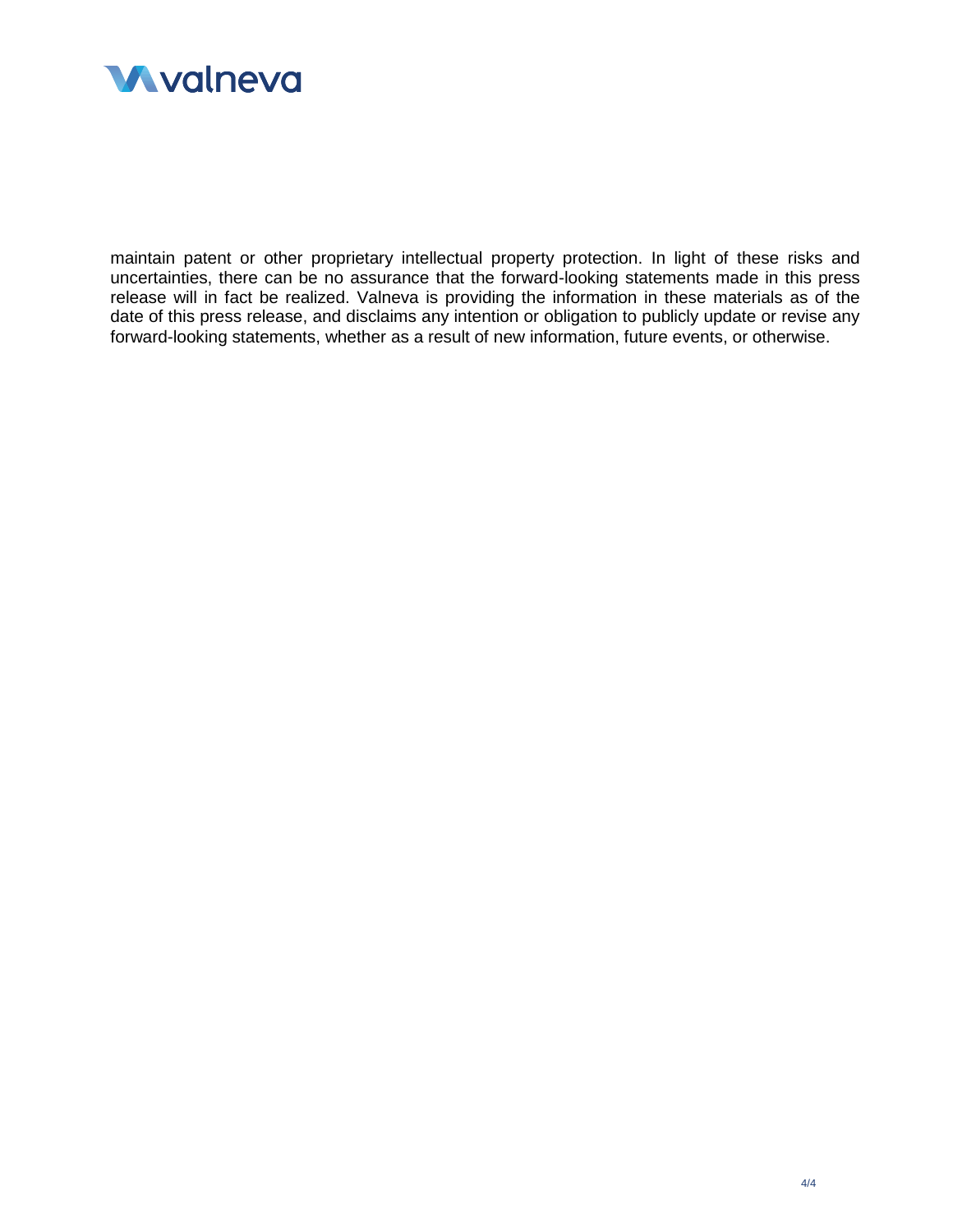maintain patent or other proprietary intellectual property protection. In light of these risks and uncertainties, there can be no assurance that the forward-looking statements made in this press release will in fact be realized. Valneva is providing the information in these materials as of the date of this press release, and disclaims any intention or obligation to publicly update or revise any forward-looking statements, whether as a result of new information, future events, or otherwise.